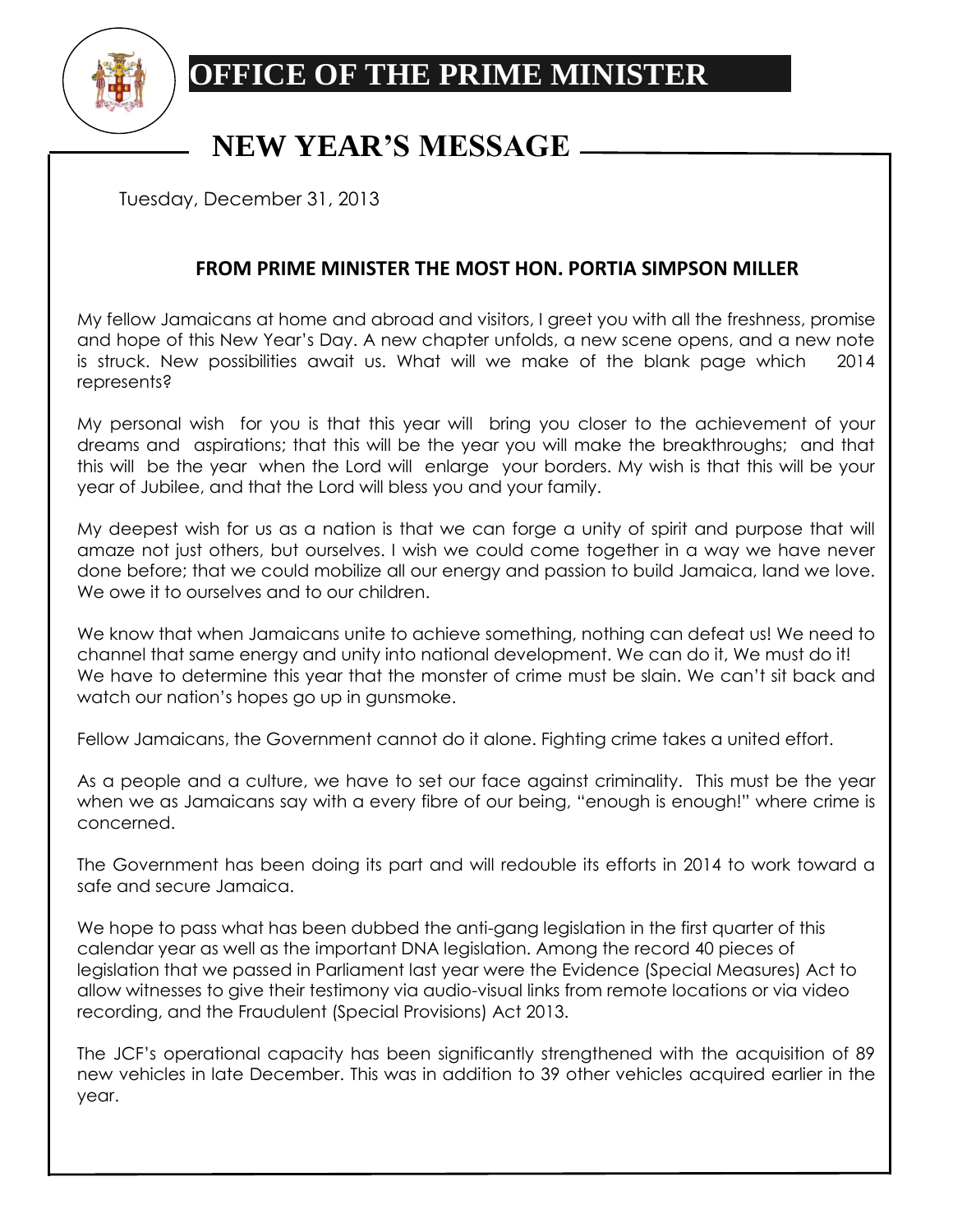# OFFICE OF THE PRIME MINISTER

## NEW YEAR'S MESSAGE

Tuesday, December 31, 2013

### FROM PRIME MINISTER THE MOST HON. PORTIA SIMPSON MILLER

My fellow Jamaicans at home and abroad and visitors, I greet you with all the freshness, promise and hope of this New Year's Day. A new chapter unfolds, a new scene opens, and a new note is struck. New possibilities await us. What will we make of the blank page which 2014 represents?

My personal wish for you is that this year will bring you closer to the achievement of your dreams and aspirations; that this will be the year you will make the breakthroughs; and that this will be the year when the Lord will enlarge your borders. My wish is that this will be your year of Jubilee, and that the Lord will bless you and your family.

My deepest wish for us as a nation is that we can forge a unity of spirit and purpose that will amaze not just others, but ourselves. I wish we could come together in a way we have never done before; that we could mobilize all our energy and passion to build Jamaica, land we love. We owe it to ourselves and to our children.

We know that when Jamaicans unite to achieve something, nothing can defeat us! We need to channel that same energy and unity into national development. We can do it, We must do it! We have to determine this year that the monster of crime must be slain. We can't sit back and watch our nation's hopes go up in gunsmoke.

Fellow Jamaicans, the Government cannot do it alone. Fighting crime takes a united effort.

As a people and a culture, we have to set our face against criminality. This must be the year when we as Jamaicans say with a every fibre of our being, "enough is enough!" where crime is concerned.

The Government has been doing its part and will redouble its efforts in 2014 to work toward a safe and secure Jamaica.

We hope to pass what has been dubbed the anti-gang legislation in the first quarter of this calendar year as well as the important DNA legislation. Among the record 40 pieces of legislation that we passed in Parliament last year were the Evidence (Special Measures) Act to allow witnesses to give their testimony via audio-visual links from remote locations or via video recording, and the Fraudulent (Special Provisions) Act 2013.

The JCF's operational capacity has been significantly strengthened with the acquisition of 89 new vehicles in late December. This was in addition to 39 other vehicles acquired earlier in the year.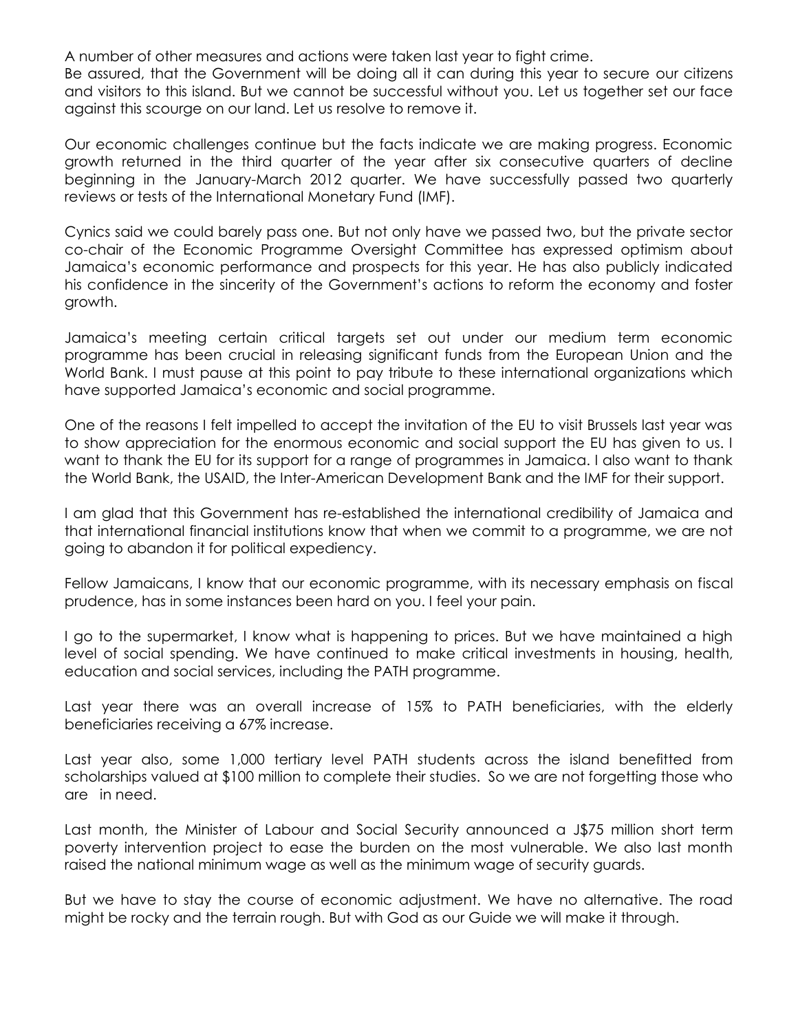A number of other measures and actions were taken last year to fight crime.
Be assured, that the Government will be doing all it can during this year to secure our citizens and visitors to this island. But we cannot be successful without you. Let us together set our face against this scourge on our land. Let us resolve to remove it.

Our economic challenges continue but the facts indicate we are making progress. Economic growth returned in the third quarter of the year after six consecutive quarters of decline beginning in the January-March 2012 quarter. We have successfully passed two quarterly reviews or tests of the International Monetary Fund (IMF).

Cynics said we could barely pass one. But not only have we passed two, but the private sector co-chair of the Economic Programme Oversight Committee has expressed optimism about Jamaica's economic performance and prospects for this year. He has also publicly indicated his confidence in the sincerity of the Government's actions to reform the economy and foster growth.

Jamaica's meeting certain critical targets set out under our medium term economic programme has been crucial in releasing significant funds from the European Union and the World Bank. I must pause at this point to pay tribute to these international organizations which have supported Jamaica's economic and social programme.

One of the reasons I felt impelled to accept the invitation of the EU to visit Brussels last year was to show appreciation for the enormous economic and social support the EU has given to us. I want to thank the EU for its support for a range of programmes in Jamaica. I also want to thank the World Bank, the USAID, the Inter-American Development Bank and the IMF for their support.

I am glad that this Government has re-established the international credibility of Jamaica and that international financial institutions know that when we commit to a programme, we are not going to abandon it for political expediency.

Fellow Jamaicans, I know that our economic programme, with its necessary emphasis on fiscal prudence, has in some instances been hard on you. I feel your pain.

I go to the supermarket, I know what is happening to prices. But we have maintained a high level of social spending. We have continued to make critical investments in housing, health, education and social services, including the PATH programme.

Last year there was an overall increase of 15% to PATH beneficiaries, with the elderly beneficiaries receiving a 67% increase.

Last year also, some 1,000 tertiary level PATH students across the island benefitted from scholarships valued at $100 million to complete their studies. So we are not forgetting those who are in need.

Last month, the Minister of Labour and Social Security announced a J$75 million short term poverty intervention project to ease the burden on the most vulnerable. We also last month raised the national minimum wage as well as the minimum wage of security guards.

But we have to stay the course of economic adjustment. We have no alternative. The road might be rocky and the terrain rough. But with God as our Guide we will make it through.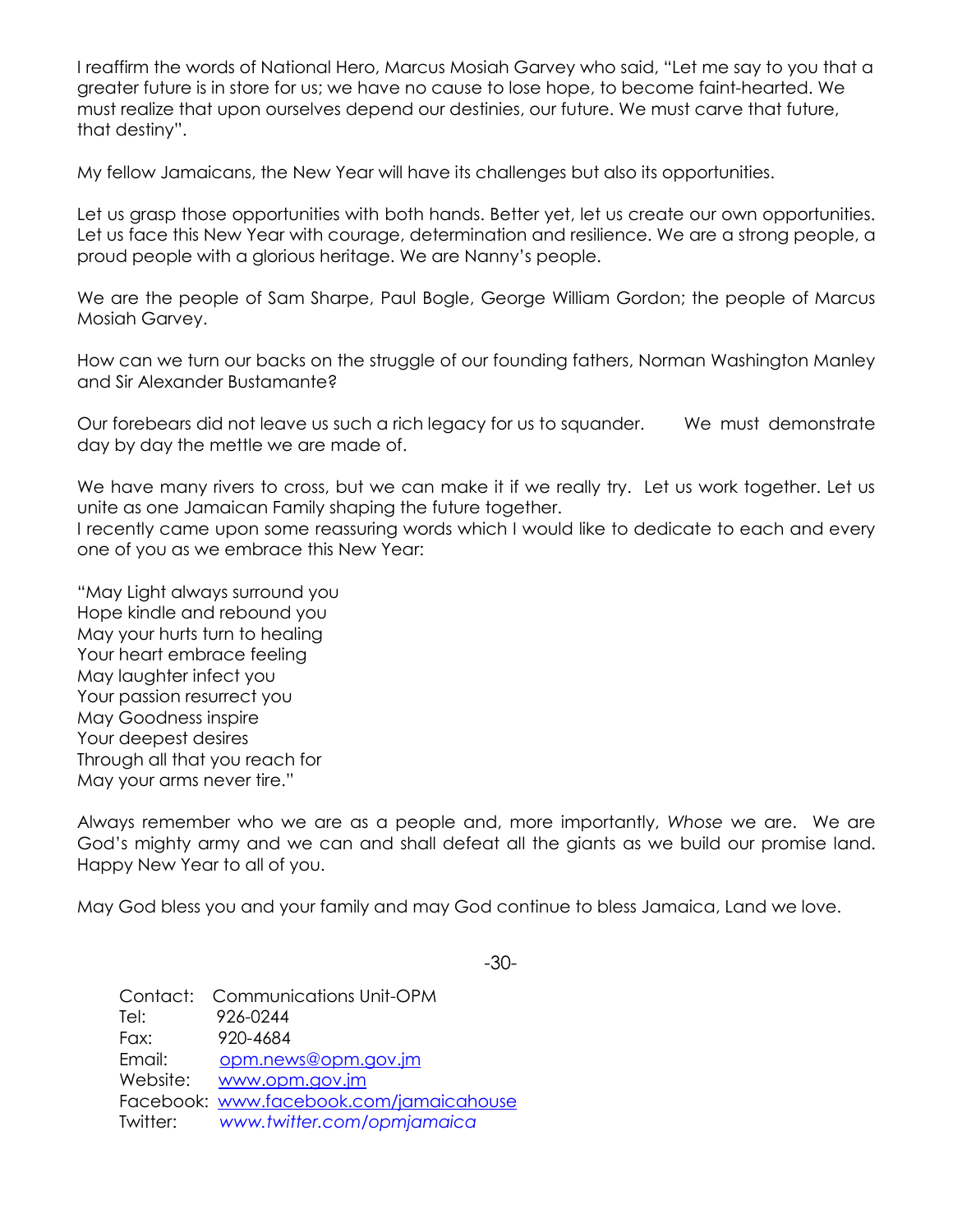I reaffirm the words of National Hero, Marcus Mosiah Garvey who said, "Let me say to you that a greater future is in store for us; we have no cause to lose hope, to become faint-hearted. We must realize that upon ourselves depend our destinies, our future. We must carve that future, that destiny".

My fellow Jamaicans, the New Year will have its challenges but also its opportunities.

Let us grasp those opportunities with both hands. Better yet, let us create our own opportunities. Let us face this New Year with courage, determination and resilience. We are a strong people, a proud people with a glorious heritage. We are Nanny's people.

We are the people of Sam Sharpe, Paul Bogle, George William Gordon; the people of Marcus Mosiah Garvey.

How can we turn our backs on the struggle of our founding fathers, Norman Washington Manley and Sir Alexander Bustamante?

Our forebears did not leave us such a rich legacy for us to squander. We must demonstrate day by day the mettle we are made of.

We have many rivers to cross, but we can make it if we really try. Let us work together. Let us unite as one Jamaican Family shaping the future together.

I recently came upon some reassuring words which I would like to dedicate to each and every one of you as we embrace this New Year:

"May Light always surround you
Hope kindle and rebound you
May your hurts turn to healing
Your heart embrace feeling
May laughter infect you
Your passion resurrect you
May Goodness inspire
Your deepest desires
Through all that you reach for
May your arms never tire."

Always remember who we are as a people and, more importantly, *Whose* we are. We are God's mighty army and we can and shall defeat all the giants as we build our promise land. Happy New Year to all of you.

May God bless you and your family and may God continue to bless Jamaica, Land we love.

-30-

Contact: Communications Unit-OPM
Tel: 926-0244
Fax: 920-4684
Email: opm.news@opm.gov.jm
Website: www.opm.gov.jm
Facebook: www.facebook.com/jamaicahouse
Twitter: *www.twitter.com/opmjamaica*